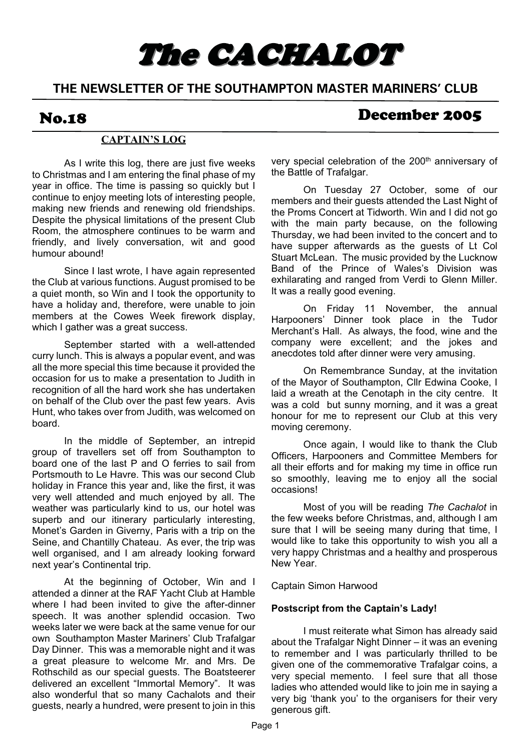# The CACHALOT

## THE NEWSLETTER OF THE SOUTHAMPTON MASTER MARINERS' CLUB

**No.18** **December 2005**

### CAPTAIN'S LOG

As I write this log, there are just five weeks to Christmas and I am entering the final phase of my year in office. The time is passing so quickly but I continue to enjoy meeting lots of interesting people, making new friends and renewing old friendships. Despite the physical limitations of the present Club Room, the atmosphere continues to be warm and friendly, and lively conversation, wit and good humour abound!

Since I last wrote, I have again represented the Club at various functions. August promised to be a quiet month, so Win and I took the opportunity to have a holiday and, therefore, were unable to join members at the Cowes Week firework display, which I gather was a great success.

September started with a well-attended curry lunch. This is always a popular event, and was all the more special this time because it provided the occasion for us to make a presentation to Judith in recognition of all the hard work she has undertaken on behalf of the Club over the past few years. Avis Hunt, who takes over from Judith, was welcomed on board.

In the middle of September, an intrepid group of travellers set off from Southampton to board one of the last P and O ferries to sail from Portsmouth to Le Havre. This was our second Club holiday in France this year and, like the first, it was very well attended and much enjoyed by all. The weather was particularly kind to us, our hotel was superb and our itinerary particularly interesting, Monet's Garden in Giverny, Paris with a trip on the Seine, and Chantilly Chateau. As ever, the trip was well organised, and I am already looking forward next year's Continental trip.

At the beginning of October, Win and I attended a dinner at the RAF Yacht Club at Hamble where I had been invited to give the after-dinner speech. It was another splendid occasion. Two weeks later we were back at the same venue for our own Southampton Master Mariners' Club Trafalgar Day Dinner. This was a memorable night and it was a great pleasure to welcome Mr. and Mrs. De Rothschild as our special guests. The Boatsteerer delivered an excellent "Immortal Memory". It was also wonderful that so many Cachalots and their guests, nearly a hundred, were present to join in this very special celebration of the 200th anniversary of the Battle of Trafalgar.

On Tuesday 27 October, some of our members and their guests attended the Last Night of the Proms Concert at Tidworth. Win and I did not go with the main party because, on the following Thursday, we had been invited to the concert and to have supper afterwards as the guests of Lt Col Stuart McLean. The music provided by the Lucknow Band of the Prince of Wales's Division was exhilarating and ranged from Verdi to Glenn Miller. It was a really good evening.

On Friday 11 November, the annual Harpooners' Dinner took place in the Tudor Merchant's Hall. As always, the food, wine and the company were excellent; and the jokes and anecdotes told after dinner were very amusing.

On Remembrance Sunday, at the invitation of the Mayor of Southampton, Cllr Edwina Cooke, I laid a wreath at the Cenotaph in the city centre. It was a cold but sunny morning, and it was a great honour for me to represent our Club at this very moving ceremony.

Once again, I would like to thank the Club Officers, Harpooners and Committee Members for all their efforts and for making my time in office run so smoothly, leaving me to enjoy all the social occasions!

Most of you will be reading *The Cachalot* in the few weeks before Christmas, and, although I am sure that I will be seeing many during that time, I would like to take this opportunity to wish you all a very happy Christmas and a healthy and prosperous New Year.

Captain Simon Harwood

**Postscript from the Captain's Lady!**

I must reiterate what Simon has already said about the Trafalgar Night Dinner – it was an evening to remember and I was particularly thrilled to be given one of the commemorative Trafalgar coins, a very special memento. I feel sure that all those ladies who attended would like to join me in saying a very big 'thank you' to the organisers for their very generous gift.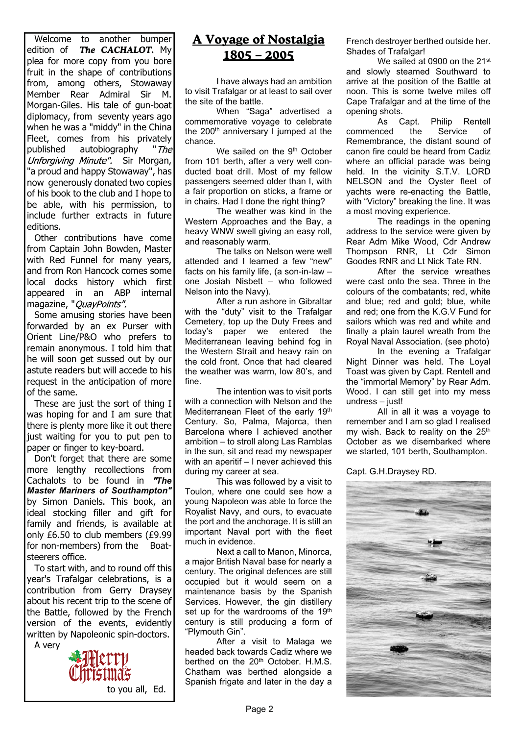Welcome to another bumper edition of ***The CACHALOT***. My plea for more copy from you bore fruit in the shape of contributions from, among others, Stowaway Member Rear Admiral Sir M. Morgan-Giles. His tale of gun-boat diplomacy, from seventy years ago when he was a "middy" in the China Fleet, comes from his privately published autobiography "*The Unforgiving Minute*". Sir Morgan, "a proud and happy Stowaway", has now generously donated two copies of his book to the club and I hope to be able, with his permission, to include further extracts in future editions.

Other contributions have come from Captain John Bowden, Master with Red Funnel for many years, and from Ron Hancock comes some local docks history which first appeared in an ABP internal magazine, "*QuayPoints*".

Some amusing stories have been forwarded by an ex Purser with Orient Line/P&O who prefers to remain anonymous. I told him that he will soon get sussed out by our astute readers but will accede to his request in the anticipation of more of the same.

These are just the sort of thing I was hoping for and I am sure that there is plenty more like it out there just waiting for you to put pen to paper or finger to key-board.

Don't forget that there are some more lengthy recollections from Cachalots to be found in ***"The Master Mariners of Southampton"*** by Simon Daniels. This book, an ideal stocking filler and gift for family and friends, is available at only £6.50 to club members (£9.99 for non-members) from the Boat-steerers office.

To start with, and to round off this year's Trafalgar celebrations, is a contribution from Gerry Draysey about his recent trip to the scene of the Battle, followed by the French version of the events, evidently written by Napoleonic spin-doctors.

A very Merry Christmas to you all, Ed.

# A Voyage of Nostalgia 1805 – 2005

I have always had an ambition to visit Trafalgar or at least to sail over the site of the battle.

When "Saga" advertised a commemorative voyage to celebrate the 200th anniversary I jumped at the chance.

We sailed on the 9th October from 101 berth, after a very well conducted boat drill. Most of my fellow passengers seemed older than I, with a fair proportion on sticks, a frame or in chairs. Had I done the right thing?

The weather was kind in the Western Approaches and the Bay, a heavy WNW swell giving an easy roll, and reasonably warm.

The talks on Nelson were well attended and I learned a few "new" facts on his family life, (a son-in-law – one Josiah Nisbett – who followed Nelson into the Navy).

After a run ashore in Gibraltar with the "duty" visit to the Trafalgar Cemetery, top up the Duty Frees and today's paper we entered the Mediterranean leaving behind fog in the Western Strait and heavy rain on the cold front. Once that had cleared the weather was warm, low 80's, and fine.

The intention was to visit ports with a connection with Nelson and the Mediterranean Fleet of the early 19th Century. So, Palma, Majorca, then Barcelona where I achieved another ambition – to stroll along Las Ramblas in the sun, sit and read my newspaper with an aperitif – I never achieved this during my career at sea.

This was followed by a visit to Toulon, where one could see how a young Napoleon was able to force the Royalist Navy, and ours, to evacuate the port and the anchorage. It is still an important Naval port with the fleet much in evidence.

Next a call to Manon, Minorca, a major British Naval base for nearly a century. The original defences are still occupied but it would seem on a maintenance basis by the Spanish Services. However, the gin distillery set up for the wardrooms of the 19th century is still producing a form of "Plymouth Gin".

After a visit to Malaga we headed back towards Cadiz where we berthed on the 20th October. H.M.S. Chatham was berthed alongside a Spanish frigate and later in the day a French destroyer berthed outside her. Shades of Trafalgar!

We sailed at 0900 on the 21st and slowly steamed Southward to arrive at the position of the Battle at noon. This is some twelve miles off Cape Trafalgar and at the time of the opening shots.

As Capt. Philip Rentell commenced the Service of Remembrance, the distant sound of canon fire could be heard from Cadiz where an official parade was being held. In the vicinity S.T.V. LORD NELSON and the Oyster fleet of yachts were re-enacting the Battle, with "Victory" breaking the line. It was a most moving experience.

The readings in the opening address to the service were given by Rear Adm Mike Wood, Cdr Andrew Thompson RNR, Lt Cdr Simon Goodes RNR and Lt Nick Tate RN.

After the service wreathes were cast onto the sea. Three in the colours of the combatants; red, white and blue; red and gold; blue, white and red; one from the K.G.V Fund for sailors which was red and white and finally a plain laurel wreath from the Royal Naval Association. (see photo)

In the evening a Trafalgar Night Dinner was held. The Loyal Toast was given by Capt. Rentell and the "immortal Memory" by Rear Adm. Wood. I can still get into my mess undress – just!

All in all it was a voyage to remember and I am so glad I realised my wish. Back to reality on the 25th October as we disembarked where we started, 101 berth, Southampton.

Capt. G.H.Draysey RD.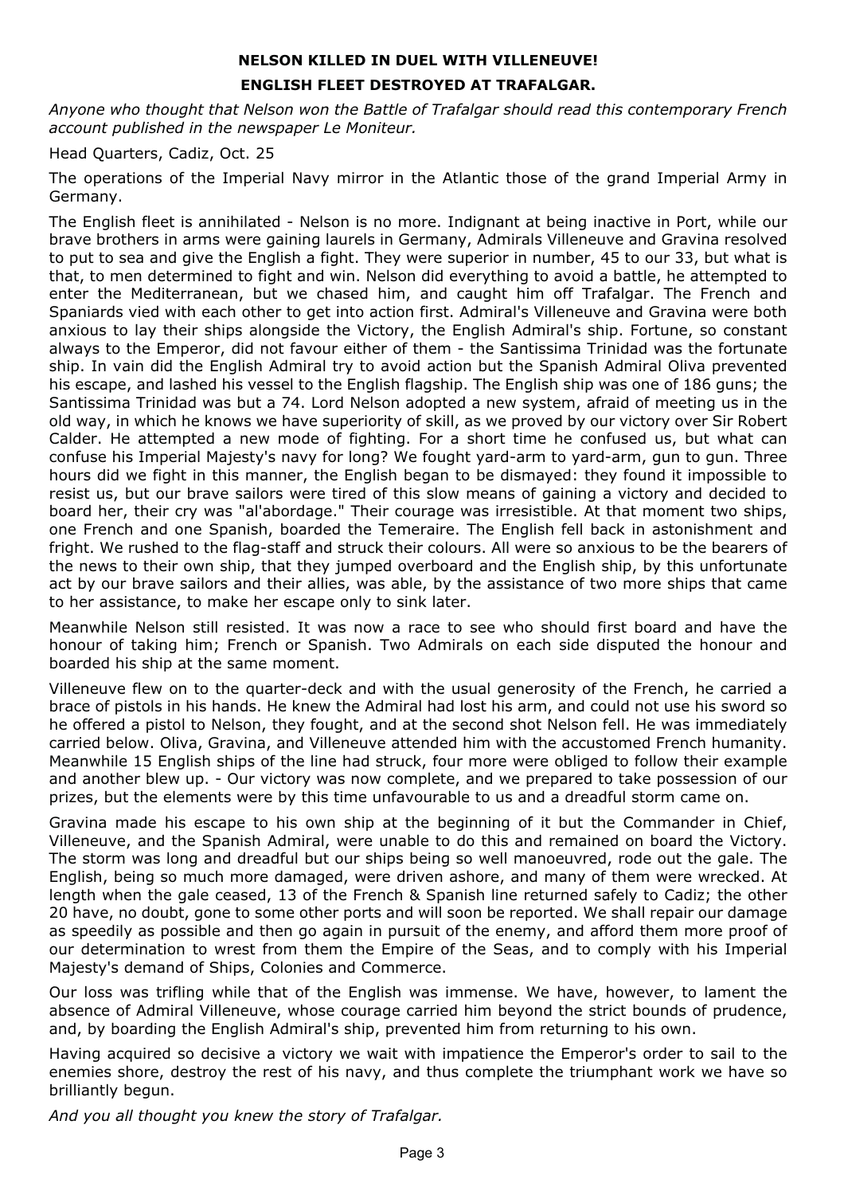**NELSON KILLED IN DUEL WITH VILLENEUVE!**

**ENGLISH FLEET DESTROYED AT TRAFALGAR.**

*Anyone who thought that Nelson won the Battle of Trafalgar should read this contemporary French account published in the newspaper Le Moniteur.*

Head Quarters, Cadiz, Oct. 25

The operations of the Imperial Navy mirror in the Atlantic those of the grand Imperial Army in Germany.

The English fleet is annihilated - Nelson is no more. Indignant at being inactive in Port, while our brave brothers in arms were gaining laurels in Germany, Admirals Villeneuve and Gravina resolved to put to sea and give the English a fight. They were superior in number, 45 to our 33, but what is that, to men determined to fight and win. Nelson did everything to avoid a battle, he attempted to enter the Mediterranean, but we chased him, and caught him off Trafalgar. The French and Spaniards vied with each other to get into action first. Admiral's Villeneuve and Gravina were both anxious to lay their ships alongside the Victory, the English Admiral's ship. Fortune, so constant always to the Emperor, did not favour either of them - the Santissima Trinidad was the fortunate ship. In vain did the English Admiral try to avoid action but the Spanish Admiral Oliva prevented his escape, and lashed his vessel to the English flagship. The English ship was one of 186 guns; the Santissima Trinidad was but a 74. Lord Nelson adopted a new system, afraid of meeting us in the old way, in which he knows we have superiority of skill, as we proved by our victory over Sir Robert Calder. He attempted a new mode of fighting. For a short time he confused us, but what can confuse his Imperial Majesty's navy for long? We fought yard-arm to yard-arm, gun to gun. Three hours did we fight in this manner, the English began to be dismayed: they found it impossible to resist us, but our brave sailors were tired of this slow means of gaining a victory and decided to board her, their cry was "al'abordage." Their courage was irresistible. At that moment two ships, one French and one Spanish, boarded the Temeraire. The English fell back in astonishment and fright. We rushed to the flag-staff and struck their colours. All were so anxious to be the bearers of the news to their own ship, that they jumped overboard and the English ship, by this unfortunate act by our brave sailors and their allies, was able, by the assistance of two more ships that came to her assistance, to make her escape only to sink later.

Meanwhile Nelson still resisted. It was now a race to see who should first board and have the honour of taking him; French or Spanish. Two Admirals on each side disputed the honour and boarded his ship at the same moment.

Villeneuve flew on to the quarter-deck and with the usual generosity of the French, he carried a brace of pistols in his hands. He knew the Admiral had lost his arm, and could not use his sword so he offered a pistol to Nelson, they fought, and at the second shot Nelson fell. He was immediately carried below. Oliva, Gravina, and Villeneuve attended him with the accustomed French humanity. Meanwhile 15 English ships of the line had struck, four more were obliged to follow their example and another blew up. - Our victory was now complete, and we prepared to take possession of our prizes, but the elements were by this time unfavourable to us and a dreadful storm came on.

Gravina made his escape to his own ship at the beginning of it but the Commander in Chief, Villeneuve, and the Spanish Admiral, were unable to do this and remained on board the Victory. The storm was long and dreadful but our ships being so well manoeuvred, rode out the gale. The English, being so much more damaged, were driven ashore, and many of them were wrecked. At length when the gale ceased, 13 of the French & Spanish line returned safely to Cadiz; the other 20 have, no doubt, gone to some other ports and will soon be reported. We shall repair our damage as speedily as possible and then go again in pursuit of the enemy, and afford them more proof of our determination to wrest from them the Empire of the Seas, and to comply with his Imperial Majesty's demand of Ships, Colonies and Commerce.

Our loss was trifling while that of the English was immense. We have, however, to lament the absence of Admiral Villeneuve, whose courage carried him beyond the strict bounds of prudence, and, by boarding the English Admiral's ship, prevented him from returning to his own.

Having acquired so decisive a victory we wait with impatience the Emperor's order to sail to the enemies shore, destroy the rest of his navy, and thus complete the triumphant work we have so brilliantly begun.

*And you all thought you knew the story of Trafalgar.*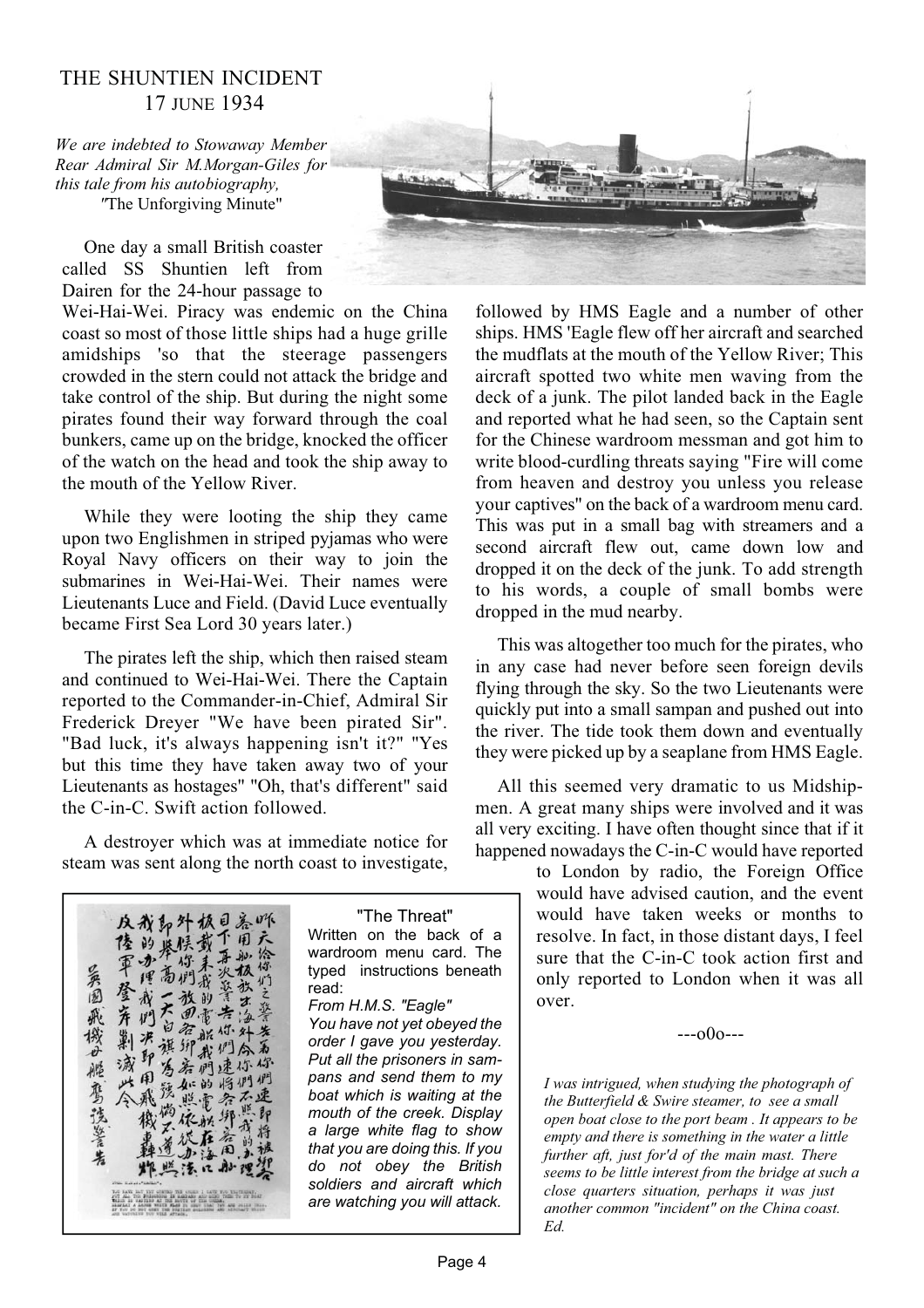# THE SHUNTIEN INCIDENT
## 17 JUNE 1934

*We are indebted to Stowaway Member Rear Admiral Sir M.Morgan-Giles for this tale from his autobiography,* "The Unforgiving Minute"

One day a small British coaster called SS Shuntien left from Dairen for the 24-hour passage to Wei-Hai-Wei. Piracy was endemic on the China coast so most of those little ships had a huge grille amidships 'so that the steerage passengers crowded in the stern could not attack the bridge and take control of the ship. But during the night some pirates found their way forward through the coal bunkers, came up on the bridge, knocked the officer of the watch on the head and took the ship away to the mouth of the Yellow River.

While they were looting the ship they came upon two Englishmen in striped pyjamas who were Royal Navy officers on their way to join the submarines in Wei-Hai-Wei. Their names were Lieutenants Luce and Field. (David Luce eventually became First Sea Lord 30 years later.)

The pirates left the ship, which then raised steam and continued to Wei-Hai-Wei. There the Captain reported to the Commander-in-Chief, Admiral Sir Frederick Dreyer "We have been pirated Sir". "Bad luck, it's always happening isn't it?" "Yes but this time they have taken away two of your Lieutenants as hostages" "Oh, that's different" said the C-in-C. Swift action followed.

A destroyer which was at immediate notice for steam was sent along the north coast to investigate, followed by HMS Eagle and a number of other ships. HMS 'Eagle flew off her aircraft and searched the mudflats at the mouth of the Yellow River; This aircraft spotted two white men waving from the deck of a junk. The pilot landed back in the Eagle and reported what he had seen, so the Captain sent for the Chinese wardroom messman and got him to write blood-curdling threats saying "Fire will come from heaven and destroy you unless you release your captives" on the back of a wardroom menu card. This was put in a small bag with streamers and a second aircraft flew out, came down low and dropped it on the deck of the junk. To add strength to his words, a couple of small bombs were dropped in the mud nearby.

This was altogether too much for the pirates, who in any case had never before seen foreign devils flying through the sky. So the two Lieutenants were quickly put into a small sampan and pushed out into the river. The tide took them down and eventually they were picked up by a seaplane from HMS Eagle.

All this seemed very dramatic to us Midshipmen. A great many ships were involved and it was all very exciting. I have often thought since that if it happened nowadays the C-in-C would have reported to London by radio, the Foreign Office would have advised caution, and the event would have taken weeks or months to resolve. In fact, in those distant days, I feel sure that the C-in-C took action first and only reported to London when it was all over.

---o0o---

"The Threat"
Written on the back of a wardroom menu card. The typed instructions beneath read:
*From H.M.S. "Eagle"*
*You have not yet obeyed the order I gave you yesterday. Put all the prisoners in sampans and send them to my boat which is waiting at the mouth of the creek. Display a large white flag to show that you are doing this. If you do not obey the British soldiers and aircraft which are watching you will attack.*

*I was intrigued, when studying the photograph of the Butterfield & Swire steamer, to see a small open boat close to the port beam . It appears to be empty and there is something in the water a little further aft, just for'd of the main mast. There seems to be little interest from the bridge at such a close quarters situation, perhaps it was just another common "incident" on the China coast. Ed.*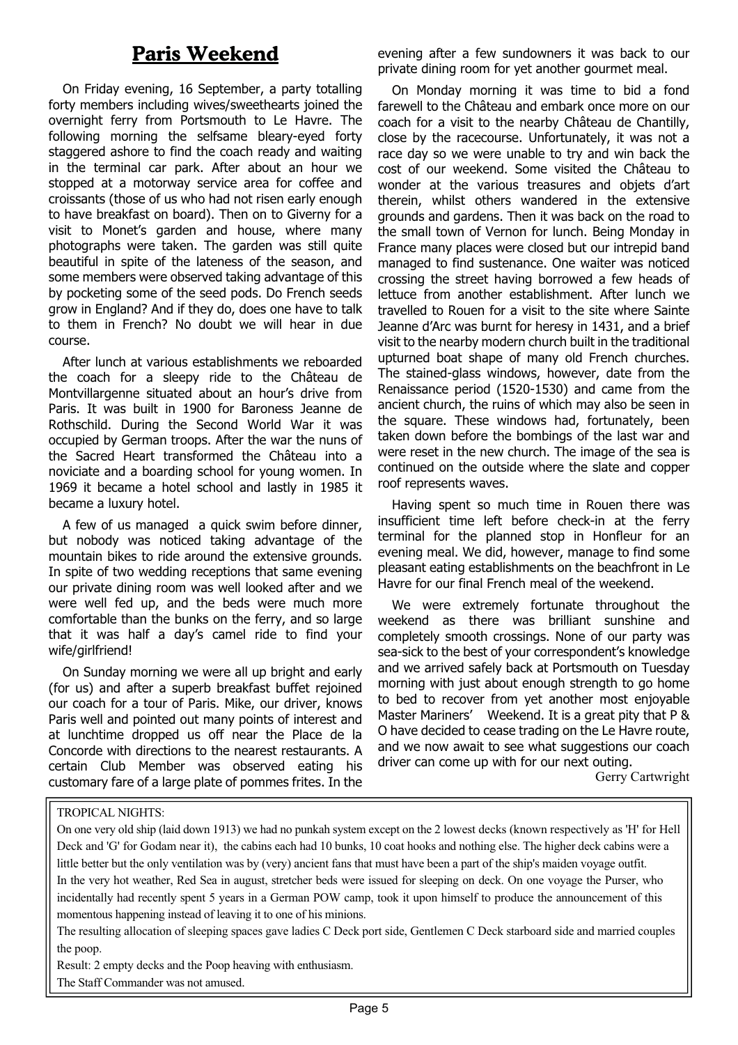# Paris Weekend

On Friday evening, 16 September, a party totalling forty members including wives/sweethearts joined the overnight ferry from Portsmouth to Le Havre. The following morning the selfsame bleary-eyed forty staggered ashore to find the coach ready and waiting in the terminal car park. After about an hour we stopped at a motorway service area for coffee and croissants (those of us who had not risen early enough to have breakfast on board). Then on to Giverny for a visit to Monet's garden and house, where many photographs were taken. The garden was still quite beautiful in spite of the lateness of the season, and some members were observed taking advantage of this by pocketing some of the seed pods. Do French seeds grow in England? And if they do, does one have to talk to them in French? No doubt we will hear in due course.

After lunch at various establishments we reboarded the coach for a sleepy ride to the Château de Montvillargenne situated about an hour's drive from Paris. It was built in 1900 for Baroness Jeanne de Rothschild. During the Second World War it was occupied by German troops. After the war the nuns of the Sacred Heart transformed the Château into a noviciate and a boarding school for young women. In 1969 it became a hotel school and lastly in 1985 it became a luxury hotel.

A few of us managed a quick swim before dinner, but nobody was noticed taking advantage of the mountain bikes to ride around the extensive grounds. In spite of two wedding receptions that same evening our private dining room was well looked after and we were well fed up, and the beds were much more comfortable than the bunks on the ferry, and so large that it was half a day's camel ride to find your wife/girlfriend!

On Sunday morning we were all up bright and early (for us) and after a superb breakfast buffet rejoined our coach for a tour of Paris. Mike, our driver, knows Paris well and pointed out many points of interest and at lunchtime dropped us off near the Place de la Concorde with directions to the nearest restaurants. A certain Club Member was observed eating his customary fare of a large plate of pommes frites. In the evening after a few sundowners it was back to our private dining room for yet another gourmet meal.

On Monday morning it was time to bid a fond farewell to the Château and embark once more on our coach for a visit to the nearby Château de Chantilly, close by the racecourse. Unfortunately, it was not a race day so we were unable to try and win back the cost of our weekend. Some visited the Château to wonder at the various treasures and objets d'art therein, whilst others wandered in the extensive grounds and gardens. Then it was back on the road to the small town of Vernon for lunch. Being Monday in France many places were closed but our intrepid band managed to find sustenance. One waiter was noticed crossing the street having borrowed a few heads of lettuce from another establishment. After lunch we travelled to Rouen for a visit to the site where Sainte Jeanne d'Arc was burnt for heresy in 1431, and a brief visit to the nearby modern church built in the traditional upturned boat shape of many old French churches. The stained-glass windows, however, date from the Renaissance period (1520-1530) and came from the ancient church, the ruins of which may also be seen in the square. These windows had, fortunately, been taken down before the bombings of the last war and were reset in the new church. The image of the sea is continued on the outside where the slate and copper roof represents waves.

Having spent so much time in Rouen there was insufficient time left before check-in at the ferry terminal for the planned stop in Honfleur for an evening meal. We did, however, manage to find some pleasant eating establishments on the beachfront in Le Havre for our final French meal of the weekend.

We were extremely fortunate throughout the weekend as there was brilliant sunshine and completely smooth crossings. None of our party was sea-sick to the best of your correspondent's knowledge and we arrived safely back at Portsmouth on Tuesday morning with just about enough strength to go home to bed to recover from yet another most enjoyable Master Mariners' Weekend. It is a great pity that P & O have decided to cease trading on the Le Havre route, and we now await to see what suggestions our coach driver can come up with for our next outing.

Gerry Cartwright

---

TROPICAL NIGHTS:

On one very old ship (laid down 1913) we had no punkah system except on the 2 lowest decks (known respectively as 'H' for Hell Deck and 'G' for Godam near it), the cabins each had 10 bunks, 10 coat hooks and nothing else. The higher deck cabins were a little better but the only ventilation was by (very) ancient fans that must have been a part of the ship's maiden voyage outfit.

In the very hot weather, Red Sea in august, stretcher beds were issued for sleeping on deck. On one voyage the Purser, who incidentally had recently spent 5 years in a German POW camp, took it upon himself to produce the announcement of this momentous happening instead of leaving it to one of his minions.

The resulting allocation of sleeping spaces gave ladies C Deck port side, Gentlemen C Deck starboard side and married couples the poop.

Result: 2 empty decks and the Poop heaving with enthusiasm.

The Staff Commander was not amused.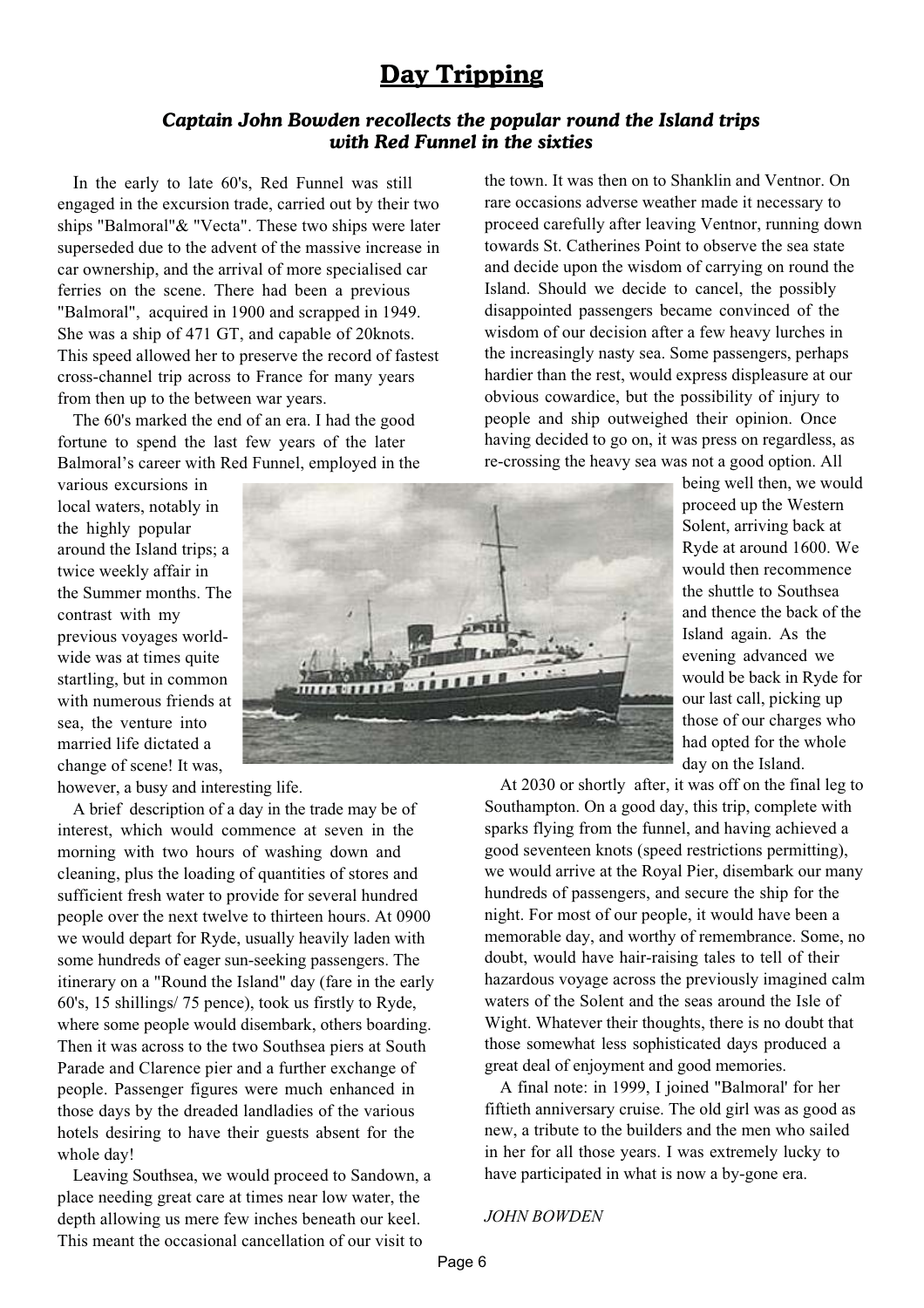# Day Tripping

***Captain John Bowden recollects the popular round the Island trips with Red Funnel in the sixties***

In the early to late 60's, Red Funnel was still engaged in the excursion trade, carried out by their two ships "Balmoral"& "Vecta". These two ships were later superseded due to the advent of the massive increase in car ownership, and the arrival of more specialised car ferries on the scene. There had been a previous "Balmoral", acquired in 1900 and scrapped in 1949. She was a ship of 471 GT, and capable of 20knots. This speed allowed her to preserve the record of fastest cross-channel trip across to France for many years from then up to the between war years.

The 60's marked the end of an era. I had the good fortune to spend the last few years of the later Balmoral's career with Red Funnel, employed in the various excursions in local waters, notably in the highly popular around the Island trips; a twice weekly affair in the Summer months. The contrast with my previous voyages world-wide was at times quite startling, but in common with numerous friends at sea, the venture into married life dictated a change of scene! It was, however, a busy and interesting life.

A brief description of a day in the trade may be of interest, which would commence at seven in the morning with two hours of washing down and cleaning, plus the loading of quantities of stores and sufficient fresh water to provide for several hundred people over the next twelve to thirteen hours. At 0900 we would depart for Ryde, usually heavily laden with some hundreds of eager sun-seeking passengers. The itinerary on a "Round the Island" day (fare in the early 60's, 15 shillings/ 75 pence), took us firstly to Ryde, where some people would disembark, others boarding. Then it was across to the two Southsea piers at South Parade and Clarence pier and a further exchange of people. Passenger figures were much enhanced in those days by the dreaded landladies of the various hotels desiring to have their guests absent for the whole day!

Leaving Southsea, we would proceed to Sandown, a place needing great care at times near low water, the depth allowing us mere few inches beneath our keel. This meant the occasional cancellation of our visit to the town. It was then on to Shanklin and Ventnor. On rare occasions adverse weather made it necessary to proceed carefully after leaving Ventnor, running down towards St. Catherines Point to observe the sea state and decide upon the wisdom of carrying on round the Island. Should we decide to cancel, the possibly disappointed passengers became convinced of the wisdom of our decision after a few heavy lurches in the increasingly nasty sea. Some passengers, perhaps hardier than the rest, would express displeasure at our obvious cowardice, but the possibility of injury to people and ship outweighed their opinion. Once having decided to go on, it was press on regardless, as re-crossing the heavy sea was not a good option. All being well then, we would proceed up the Western Solent, arriving back at Ryde at around 1600. We would then recommence the shuttle to Southsea and thence the back of the Island again. As the evening advanced we would be back in Ryde for our last call, picking up those of our charges who had opted for the whole day on the Island.

At 2030 or shortly after, it was off on the final leg to Southampton. On a good day, this trip, complete with sparks flying from the funnel, and having achieved a good seventeen knots (speed restrictions permitting), we would arrive at the Royal Pier, disembark our many hundreds of passengers, and secure the ship for the night. For most of our people, it would have been a memorable day, and worthy of remembrance. Some, no doubt, would have hair-raising tales to tell of their hazardous voyage across the previously imagined calm waters of the Solent and the seas around the Isle of Wight. Whatever their thoughts, there is no doubt that those somewhat less sophisticated days produced a great deal of enjoyment and good memories.

A final note: in 1999, I joined "Balmoral' for her fiftieth anniversary cruise. The old girl was as good as new, a tribute to the builders and the men who sailed in her for all those years. I was extremely lucky to have participated in what is now a by-gone era.

*JOHN BOWDEN*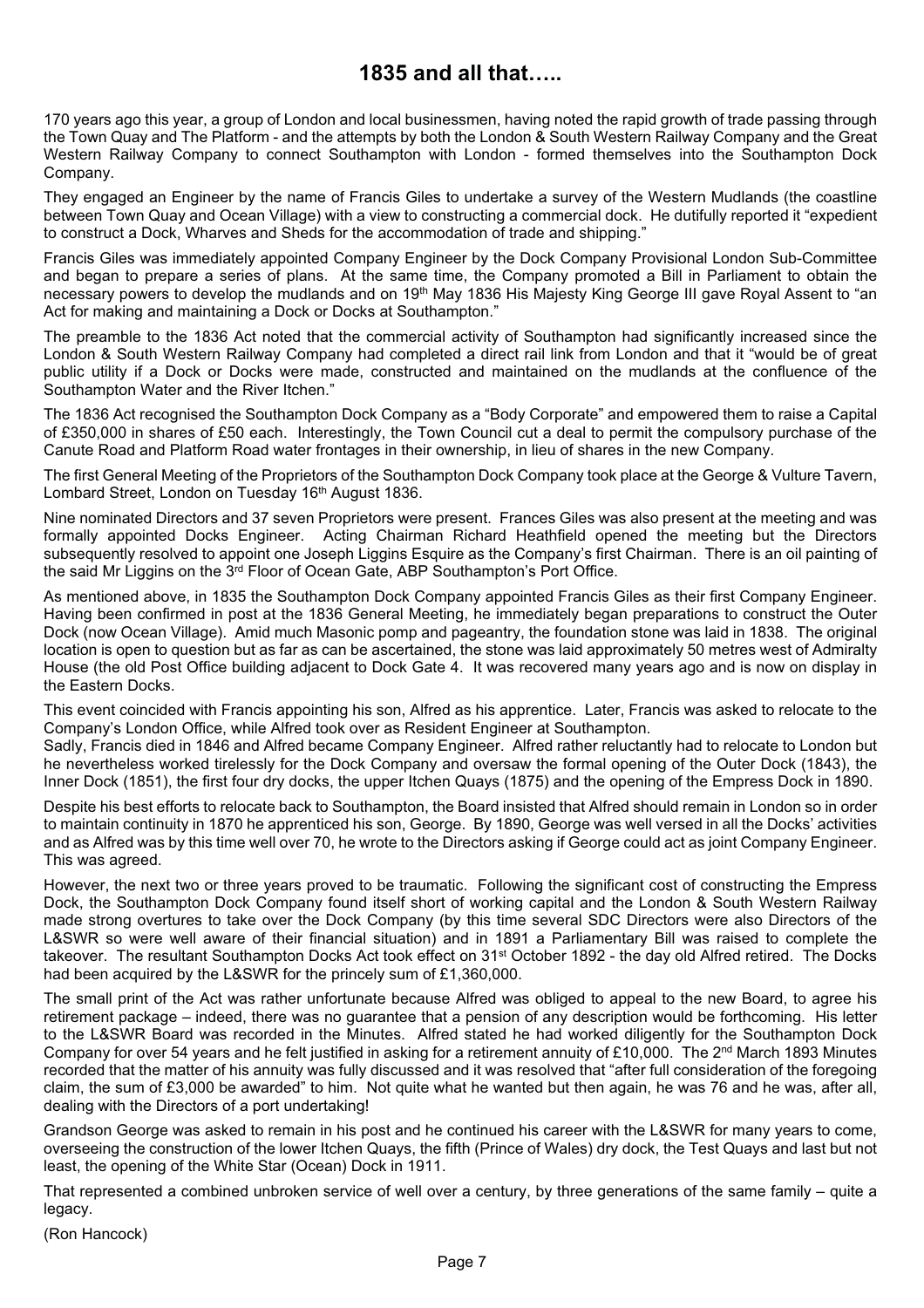# 1835 and all that…..

170 years ago this year, a group of London and local businessmen, having noted the rapid growth of trade passing through the Town Quay and The Platform - and the attempts by both the London & South Western Railway Company and the Great Western Railway Company to connect Southampton with London - formed themselves into the Southampton Dock Company.

They engaged an Engineer by the name of Francis Giles to undertake a survey of the Western Mudlands (the coastline between Town Quay and Ocean Village) with a view to constructing a commercial dock. He dutifully reported it "expedient to construct a Dock, Wharves and Sheds for the accommodation of trade and shipping."

Francis Giles was immediately appointed Company Engineer by the Dock Company Provisional London Sub-Committee and began to prepare a series of plans. At the same time, the Company promoted a Bill in Parliament to obtain the necessary powers to develop the mudlands and on 19th May 1836 His Majesty King George III gave Royal Assent to "an Act for making and maintaining a Dock or Docks at Southampton."

The preamble to the 1836 Act noted that the commercial activity of Southampton had significantly increased since the London & South Western Railway Company had completed a direct rail link from London and that it "would be of great public utility if a Dock or Docks were made, constructed and maintained on the mudlands at the confluence of the Southampton Water and the River Itchen."

The 1836 Act recognised the Southampton Dock Company as a "Body Corporate" and empowered them to raise a Capital of £350,000 in shares of £50 each. Interestingly, the Town Council cut a deal to permit the compulsory purchase of the Canute Road and Platform Road water frontages in their ownership, in lieu of shares in the new Company.

The first General Meeting of the Proprietors of the Southampton Dock Company took place at the George & Vulture Tavern, Lombard Street, London on Tuesday 16th August 1836.

Nine nominated Directors and 37 seven Proprietors were present. Frances Giles was also present at the meeting and was formally appointed Docks Engineer. Acting Chairman Richard Heathfield opened the meeting but the Directors subsequently resolved to appoint one Joseph Liggins Esquire as the Company's first Chairman. There is an oil painting of the said Mr Liggins on the 3rd Floor of Ocean Gate, ABP Southampton's Port Office.

As mentioned above, in 1835 the Southampton Dock Company appointed Francis Giles as their first Company Engineer. Having been confirmed in post at the 1836 General Meeting, he immediately began preparations to construct the Outer Dock (now Ocean Village). Amid much Masonic pomp and pageantry, the foundation stone was laid in 1838. The original location is open to question but as far as can be ascertained, the stone was laid approximately 50 metres west of Admiralty House (the old Post Office building adjacent to Dock Gate 4. It was recovered many years ago and is now on display in the Eastern Docks.

This event coincided with Francis appointing his son, Alfred as his apprentice. Later, Francis was asked to relocate to the Company's London Office, while Alfred took over as Resident Engineer at Southampton.

Sadly, Francis died in 1846 and Alfred became Company Engineer. Alfred rather reluctantly had to relocate to London but he nevertheless worked tirelessly for the Dock Company and oversaw the formal opening of the Outer Dock (1843), the Inner Dock (1851), the first four dry docks, the upper Itchen Quays (1875) and the opening of the Empress Dock in 1890.

Despite his best efforts to relocate back to Southampton, the Board insisted that Alfred should remain in London so in order to maintain continuity in 1870 he apprenticed his son, George. By 1890, George was well versed in all the Docks' activities and as Alfred was by this time well over 70, he wrote to the Directors asking if George could act as joint Company Engineer. This was agreed.

However, the next two or three years proved to be traumatic. Following the significant cost of constructing the Empress Dock, the Southampton Dock Company found itself short of working capital and the London & South Western Railway made strong overtures to take over the Dock Company (by this time several SDC Directors were also Directors of the L&SWR so were well aware of their financial situation) and in 1891 a Parliamentary Bill was raised to complete the takeover. The resultant Southampton Docks Act took effect on 31st October 1892 - the day old Alfred retired. The Docks had been acquired by the L&SWR for the princely sum of £1,360,000.

The small print of the Act was rather unfortunate because Alfred was obliged to appeal to the new Board, to agree his retirement package – indeed, there was no guarantee that a pension of any description would be forthcoming. His letter to the L&SWR Board was recorded in the Minutes. Alfred stated he had worked diligently for the Southampton Dock Company for over 54 years and he felt justified in asking for a retirement annuity of £10,000. The 2nd March 1893 Minutes recorded that the matter of his annuity was fully discussed and it was resolved that "after full consideration of the foregoing claim, the sum of £3,000 be awarded" to him. Not quite what he wanted but then again, he was 76 and he was, after all, dealing with the Directors of a port undertaking!

Grandson George was asked to remain in his post and he continued his career with the L&SWR for many years to come, overseeing the construction of the lower Itchen Quays, the fifth (Prince of Wales) dry dock, the Test Quays and last but not least, the opening of the White Star (Ocean) Dock in 1911.

That represented a combined unbroken service of well over a century, by three generations of the same family – quite a legacy.

(Ron Hancock)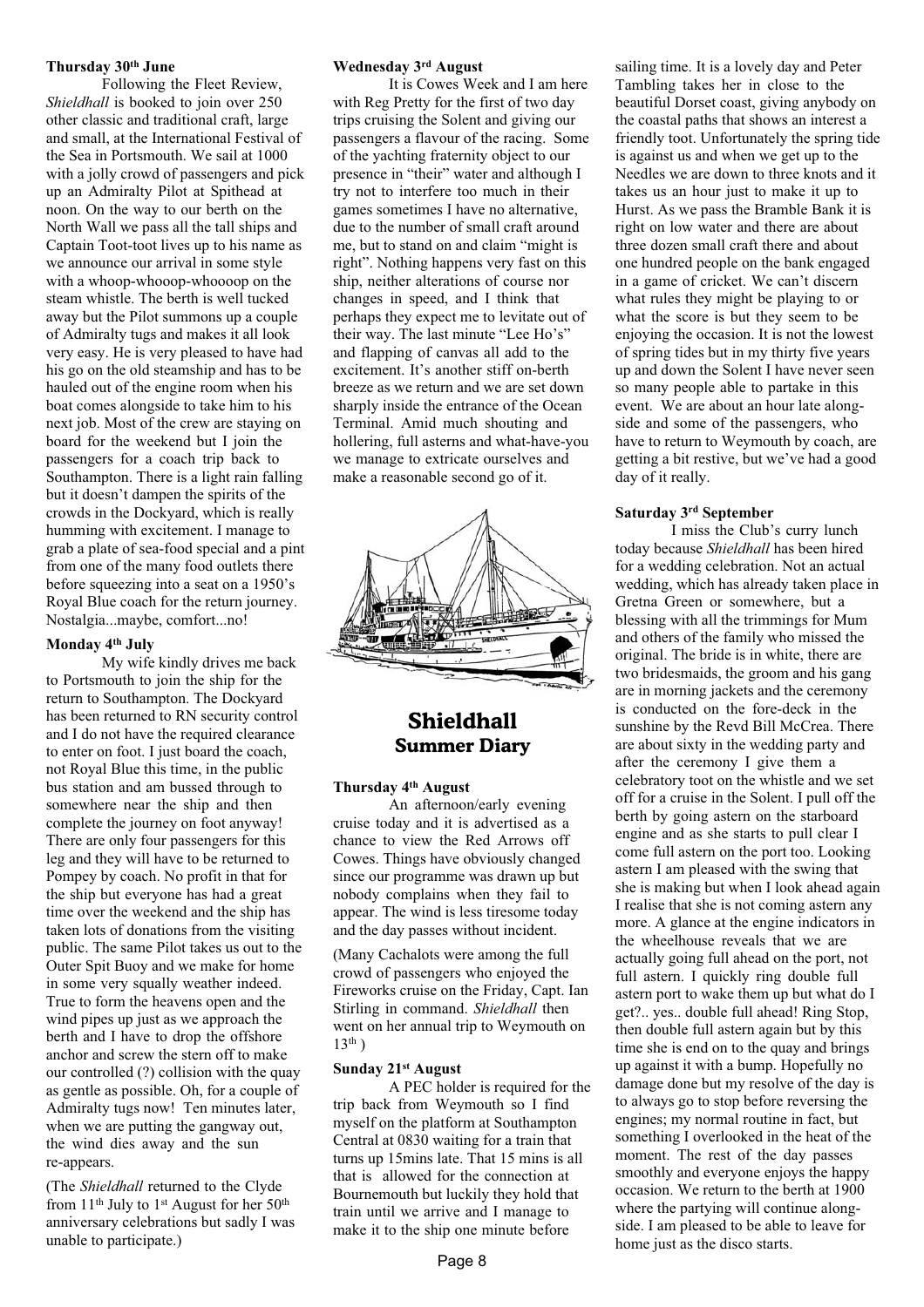## Shieldhall Summer Diary

**Thursday 30th June**

Following the Fleet Review, *Shieldhall* is booked to join over 250 other classic and traditional craft, large and small, at the International Festival of the Sea in Portsmouth. We sail at 1000 with a jolly crowd of passengers and pick up an Admiralty Pilot at Spithead at noon. On the way to our berth on the North Wall we pass all the tall ships and Captain Toot-toot lives up to his name as we announce our arrival in some style with a whoop-whooop-whoooop on the steam whistle. The berth is well tucked away but the Pilot summons up a couple of Admiralty tugs and makes it all look very easy. He is very pleased to have had his go on the old steamship and has to be hauled out of the engine room when his boat comes alongside to take him to his next job. Most of the crew are staying on board for the weekend but I join the passengers for a coach trip back to Southampton. There is a light rain falling but it doesn't dampen the spirits of the crowds in the Dockyard, which is really humming with excitement. I manage to grab a plate of sea-food special and a pint from one of the many food outlets there before squeezing into a seat on a 1950's Royal Blue coach for the return journey. Nostalgia...maybe, comfort...no!

**Monday 4th July**

My wife kindly drives me back to Portsmouth to join the ship for the return to Southampton. The Dockyard has been returned to RN security control and I do not have the required clearance to enter on foot. I just board the coach, not Royal Blue this time, in the public bus station and am bussed through to somewhere near the ship and then complete the journey on foot anyway! There are only four passengers for this leg and they will have to be returned to Pompey by coach. No profit in that for the ship but everyone has had a great time over the weekend and the ship has taken lots of donations from the visiting public. The same Pilot takes us out to the Outer Spit Buoy and we make for home in some very squally weather indeed. True to form the heavens open and the wind pipes up just as we approach the berth and I have to drop the offshore anchor and screw the stern off to make our controlled (?) collision with the quay as gentle as possible. Oh, for a couple of Admiralty tugs now! Ten minutes later, when we are putting the gangway out, the wind dies away and the sun re-appears.

(The *Shieldhall* returned to the Clyde from 11th July to 1st August for her 50th anniversary celebrations but sadly I was unable to participate.)

**Wednesday 3rd August**

It is Cowes Week and I am here with Reg Pretty for the first of two day trips cruising the Solent and giving our passengers a flavour of the racing. Some of the yachting fraternity object to our presence in "their" water and although I try not to interfere too much in their games sometimes I have no alternative, due to the number of small craft around me, but to stand on and claim "might is right". Nothing happens very fast on this ship, neither alterations of course nor changes in speed, and I think that perhaps they expect me to levitate out of their way. The last minute "Lee Ho's" and flapping of canvas all add to the excitement. It's another stiff on-berth breeze as we return and we are set down sharply inside the entrance of the Ocean Terminal. Amid much shouting and hollering, full asterns and what-have-you we manage to extricate ourselves and make a reasonable second go of it.

**Thursday 4th August**

An afternoon/early evening cruise today and it is advertised as a chance to view the Red Arrows off Cowes. Things have obviously changed since our programme was drawn up but nobody complains when they fail to appear. The wind is less tiresome today and the day passes without incident.

(Many Cachalots were among the full crowd of passengers who enjoyed the Fireworks cruise on the Friday, Capt. Ian Stirling in command. *Shieldhall* then went on her annual trip to Weymouth on 13th )

**Sunday 21st August**

A PEC holder is required for the trip back from Weymouth so I find myself on the platform at Southampton Central at 0830 waiting for a train that turns up 15mins late. That 15 mins is all that is allowed for the connection at Bournemouth but luckily they hold that train until we arrive and I manage to make it to the ship one minute before sailing time. It is a lovely day and Peter Tambling takes her in close to the beautiful Dorset coast, giving anybody on the coastal paths that shows an interest a friendly toot. Unfortunately the spring tide is against us and when we get up to the Needles we are down to three knots and it takes us an hour just to make it up to Hurst. As we pass the Bramble Bank it is right on low water and there are about three dozen small craft there and about one hundred people on the bank engaged in a game of cricket. We can't discern what rules they might be playing to or what the score is but they seem to be enjoying the occasion. It is not the lowest of spring tides but in my thirty five years up and down the Solent I have never seen so many people able to partake in this event. We are about an hour late alongside and some of the passengers, who have to return to Weymouth by coach, are getting a bit restive, but we've had a good day of it really.

**Saturday 3rd September**

I miss the Club's curry lunch today because *Shieldhall* has been hired for a wedding celebration. Not an actual wedding, which has already taken place in Gretna Green or somewhere, but a blessing with all the trimmings for Mum and others of the family who missed the original. The bride is in white, there are two bridesmaids, the groom and his gang are in morning jackets and the ceremony is conducted on the fore-deck in the sunshine by the Revd Bill McCrea. There are about sixty in the wedding party and after the ceremony I give them a celebratory toot on the whistle and we set off for a cruise in the Solent. I pull off the berth by going astern on the starboard engine and as she starts to pull clear I come full astern on the port too. Looking astern I am pleased with the swing that she is making but when I look ahead again I realise that she is not coming astern any more. A glance at the engine indicators in the wheelhouse reveals that we are actually going full ahead on the port, not full astern. I quickly ring double full astern port to wake them up but what do I get?.. yes.. double full ahead! Ring Stop, then double full astern again but by this time she is end on to the quay and brings up against it with a bump. Hopefully no damage done but my resolve of the day is to always go to stop before reversing the engines; my normal routine in fact, but something I overlooked in the heat of the moment. The rest of the day passes smoothly and everyone enjoys the happy occasion. We return to the berth at 1900 where the partying will continue alongside. I am pleased to be able to leave for home just as the disco starts.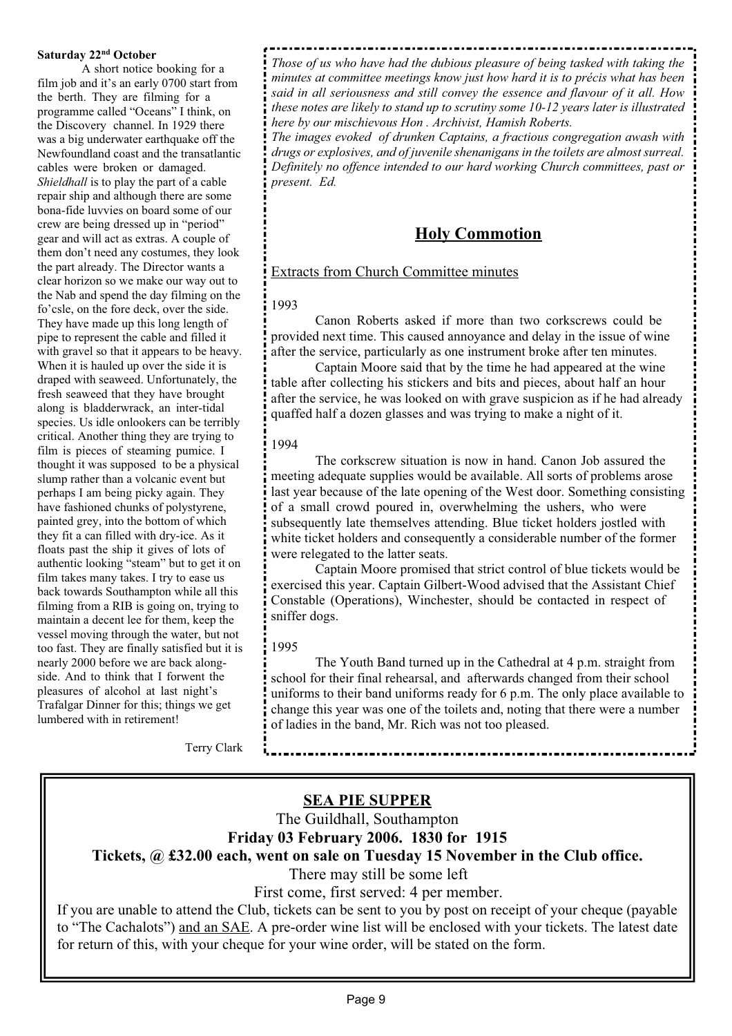**Saturday 22nd October**

A short notice booking for a film job and it's an early 0700 start from the berth. They are filming for a programme called "Oceans" I think, on the Discovery channel. In 1929 there was a big underwater earthquake off the Newfoundland coast and the transatlantic cables were broken or damaged. *Shieldhall* is to play the part of a cable repair ship and although there are some bona-fide luvvies on board some of our crew are being dressed up in "period" gear and will act as extras. A couple of them don't need any costumes, they look the part already. The Director wants a clear horizon so we make our way out to the Nab and spend the day filming on the fo'csle, on the fore deck, over the side. They have made up this long length of pipe to represent the cable and filled it with gravel so that it appears to be heavy. When it is hauled up over the side it is draped with seaweed. Unfortunately, the fresh seaweed that they have brought along is bladderwrack, an inter-tidal species. Us idle onlookers can be terribly critical. Another thing they are trying to film is pieces of steaming pumice. I thought it was supposed to be a physical slump rather than a volcanic event but perhaps I am being picky again. They have fashioned chunks of polystyrene, painted grey, into the bottom of which they fit a can filled with dry-ice. As it floats past the ship it gives of lots of authentic looking "steam" but to get it on film takes many takes. I try to ease us back towards Southampton while all this filming from a RIB is going on, trying to maintain a decent lee for them, keep the vessel moving through the water, but not too fast. They are finally satisfied but it is nearly 2000 before we are back alongside. And to think that I forwent the pleasures of alcohol at last night's Trafalgar Dinner for this; things we get lumbered with in retirement!

Terry Clark

*Those of us who have had the dubious pleasure of being tasked with taking the minutes at committee meetings know just how hard it is to précis what has been said in all seriousness and still convey the essence and flavour of it all. How these notes are likely to stand up to scrutiny some 10-12 years later is illustrated here by our mischievous Hon . Archivist, Hamish Roberts.*

*The images evoked of drunken Captains, a fractious congregation awash with drugs or explosives, and of juvenile shenanigans in the toilets are almost surreal. Definitely no offence intended to our hard working Church committees, past or present. Ed.*

## Holy Commotion

Extracts from Church Committee minutes

1993

Canon Roberts asked if more than two corkscrews could be provided next time. This caused annoyance and delay in the issue of wine after the service, particularly as one instrument broke after ten minutes.

Captain Moore said that by the time he had appeared at the wine table after collecting his stickers and bits and pieces, about half an hour after the service, he was looked on with grave suspicion as if he had already quaffed half a dozen glasses and was trying to make a night of it.

1994

The corkscrew situation is now in hand. Canon Job assured the meeting adequate supplies would be available. All sorts of problems arose last year because of the late opening of the West door. Something consisting of a small crowd poured in, overwhelming the ushers, who were subsequently late themselves attending. Blue ticket holders jostled with white ticket holders and consequently a considerable number of the former were relegated to the latter seats.

Captain Moore promised that strict control of blue tickets would be exercised this year. Captain Gilbert-Wood advised that the Assistant Chief Constable (Operations), Winchester, should be contacted in respect of sniffer dogs.

1995

The Youth Band turned up in the Cathedral at 4 p.m. straight from school for their final rehearsal, and afterwards changed from their school uniforms to their band uniforms ready for 6 p.m. The only place available to change this year was one of the toilets and, noting that there were a number of ladies in the band, Mr. Rich was not too pleased.

## SEA PIE SUPPER

The Guildhall, Southampton

**Friday 03 February 2006. 1830 for 1915**

**Tickets, @ £32.00 each, went on sale on Tuesday 15 November in the Club office.**

There may still be some left

First come, first served: 4 per member.

If you are unable to attend the Club, tickets can be sent to you by post on receipt of your cheque (payable to "The Cachalots") and an SAE. A pre-order wine list will be enclosed with your tickets. The latest date for return of this, with your cheque for your wine order, will be stated on the form.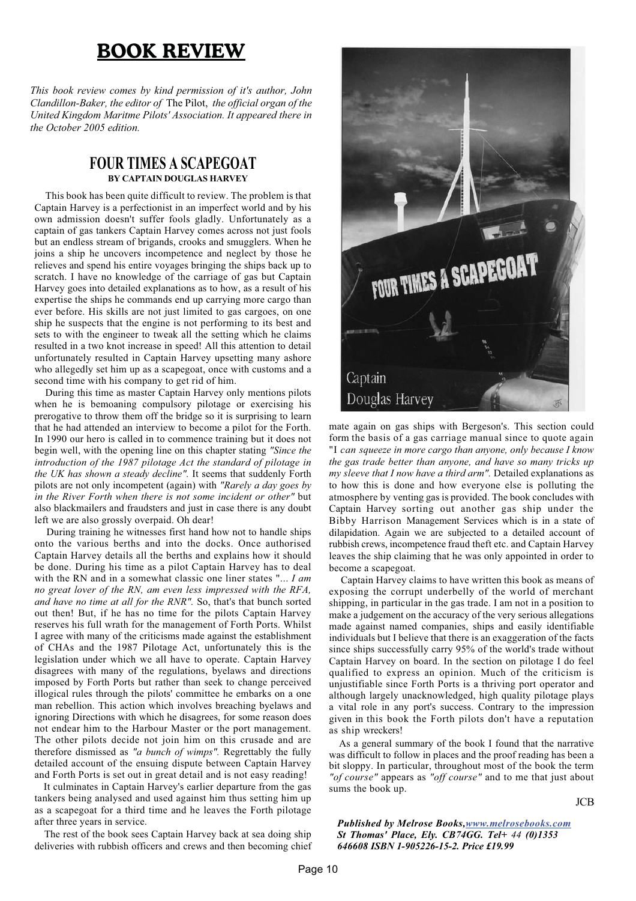# BOOK REVIEW

*This book review comes by kind permission of it's author, John Clandillon-Baker, the editor of* The Pilot, *the official organ of the United Kingdom Maritme Pilots' Association. It appeared there in the October 2005 edition.*

## FOUR TIMES A SCAPEGOAT

**BY CAPTAIN DOUGLAS HARVEY**

This book has been quite difficult to review. The problem is that Captain Harvey is a perfectionist in an imperfect world and by his own admission doesn't suffer fools gladly. Unfortunately as a captain of gas tankers Captain Harvey comes across not just fools but an endless stream of brigands, crooks and smugglers. When he joins a ship he uncovers incompetence and neglect by those he relieves and spend his entire voyages bringing the ships back up to scratch. I have no knowledge of the carriage of gas but Captain Harvey goes into detailed explanations as to how, as a result of his expertise the ships he commands end up carrying more cargo than ever before. His skills are not just limited to gas cargoes, on one ship he suspects that the engine is not performing to its best and sets to with the engineer to tweak all the setting which he claims resulted in a two knot increase in speed! All this attention to detail unfortunately resulted in Captain Harvey upsetting many ashore who allegedly set him up as a scapegoat, once with customs and a second time with his company to get rid of him.

During this time as master Captain Harvey only mentions pilots when he is bemoaning compulsory pilotage or exercising his prerogative to throw them off the bridge so it is surprising to learn that he had attended an interview to become a pilot for the Forth. In 1990 our hero is called in to commence training but it does not begin well, with the opening line on this chapter stating *"Since the introduction of the 1987 pilotage Act the standard of pilotage in the UK has shown a steady decline".* It seems that suddenly Forth pilots are not only incompetent (again) with *"Rarely a day goes by in the River Forth when there is not some incident or other"* but also blackmailers and fraudsters and just in case there is any doubt left we are also grossly overpaid. Oh dear!

During training he witnesses first hand how not to handle ships onto the various berths and into the docks. Once authorised Captain Harvey details all the berths and explains how it should be done. During his time as a pilot Captain Harvey has to deal with the RN and in a somewhat classic one liner states "*... I am no great lover of the RN, am even less impressed with the RFA, and have no time at all for the RNR".* So, that's that bunch sorted out then! But, if he has no time for the pilots Captain Harvey reserves his full wrath for the management of Forth Ports. Whilst I agree with many of the criticisms made against the establishment of CHAs and the 1987 Pilotage Act, unfortunately this is the legislation under which we all have to operate. Captain Harvey disagrees with many of the regulations, byelaws and directions imposed by Forth Ports but rather than seek to change perceived illogical rules through the pilots' committee he embarks on a one man rebellion. This action which involves breaching byelaws and ignoring Directions with which he disagrees, for some reason does not endear him to the Harbour Master or the port management. The other pilots decide not join him on this crusade and are therefore dismissed as *"a bunch of wimps".* Regrettably the fully detailed account of the ensuing dispute between Captain Harvey and Forth Ports is set out in great detail and is not easy reading!

It culminates in Captain Harvey's earlier departure from the gas tankers being analysed and used against him thus setting him up as a scapegoat for a third time and he leaves the Forth pilotage after three years in service.

The rest of the book sees Captain Harvey back at sea doing ship deliveries with rubbish officers and crews and then becoming chief mate again on gas ships with Bergeson's. This section could form the basis of a gas carriage manual since to quote again "I *can squeeze in more cargo than anyone, only because I know the gas trade better than anyone, and have so many tricks up my sleeve that I now have a third arm".* Detailed explanations as to how this is done and how everyone else is polluting the atmosphere by venting gas is provided. The book concludes with Captain Harvey sorting out another gas ship under the Bibby Harrison Management Services which is in a state of dilapidation. Again we are subjected to a detailed account of rubbish crews, incompetence fraud theft etc. and Captain Harvey leaves the ship claiming that he was only appointed in order to become a scapegoat.

Captain Harvey claims to have written this book as means of exposing the corrupt underbelly of the world of merchant shipping, in particular in the gas trade. I am not in a position to make a judgement on the accuracy of the very serious allegations made against named companies, ships and easily identifiable individuals but I believe that there is an exaggeration of the facts since ships successfully carry 95% of the world's trade without Captain Harvey on board. In the section on pilotage I do feel qualified to express an opinion. Much of the criticism is unjustifiable since Forth Ports is a thriving port operator and although largely unacknowledged, high quality pilotage plays a vital role in any port's success. Contrary to the impression given in this book the Forth pilots don't have a reputation as ship wreckers!

As a general summary of the book I found that the narrative was difficult to follow in places and the proof reading has been a bit sloppy. In particular, throughout most of the book the term *"of course"* appears as *"off course"* and to me that just about sums the book up.

JCB

***Published by Melrose Books, www.melrosebooks.com St Thomas' Place, Ely. CB74GG. Tel+ 44 (0)1353 646608 ISBN 1-905226-15-2. Price £19.99***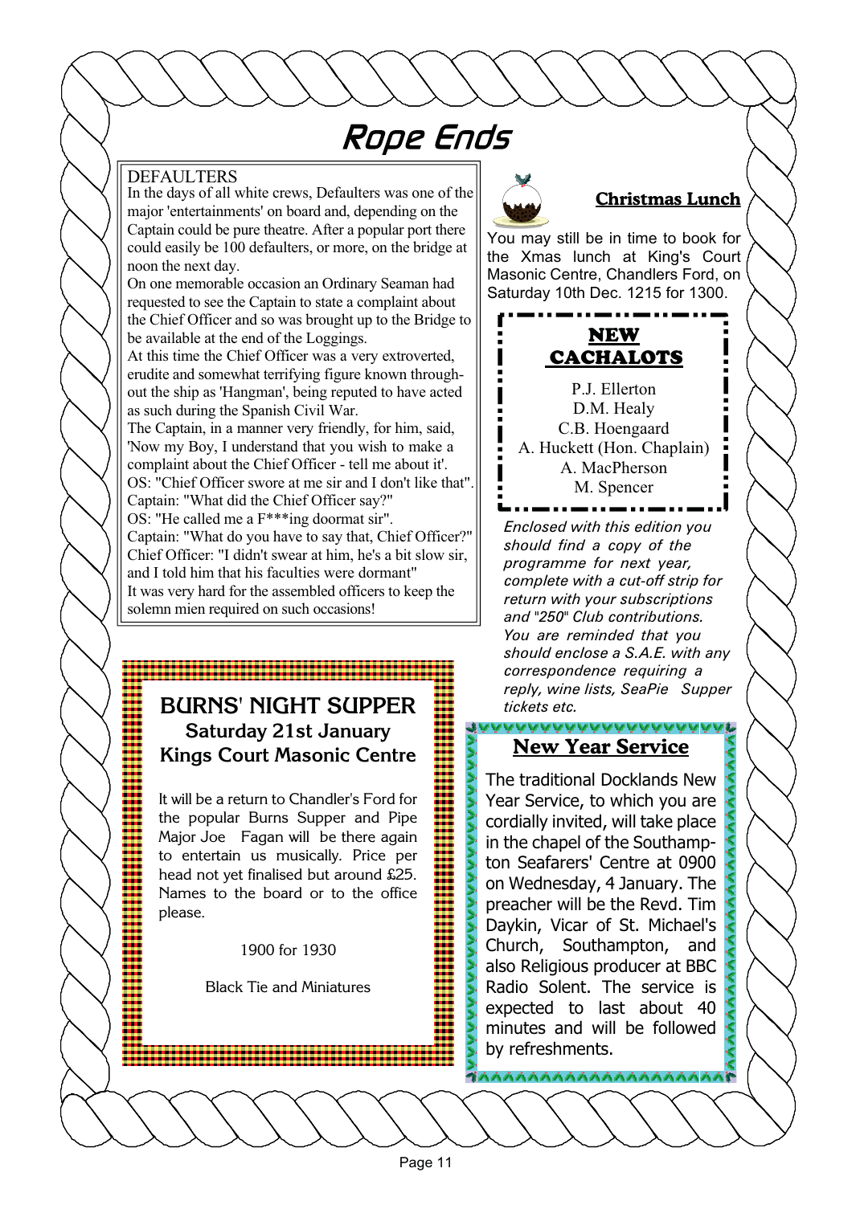# Rope Ends

## DEFAULTERS

In the days of all white crews, Defaulters was one of the major 'entertainments' on board and, depending on the Captain could be pure theatre. After a popular port there could easily be 100 defaulters, or more, on the bridge at noon the next day.

On one memorable occasion an Ordinary Seaman had requested to see the Captain to state a complaint about the Chief Officer and so was brought up to the Bridge to be available at the end of the Loggings.

At this time the Chief Officer was a very extroverted, erudite and somewhat terrifying figure known throughout the ship as 'Hangman', being reputed to have acted as such during the Spanish Civil War.

The Captain, in a manner very friendly, for him, said, 'Now my Boy, I understand that you wish to make a complaint about the Chief Officer - tell me about it'.

OS: "Chief Officer swore at me sir and I don't like that".

Captain: "What did the Chief Officer say?"

OS: "He called me a F***ing doormat sir".

Captain: "What do you have to say that, Chief Officer?"

Chief Officer: "I didn't swear at him, he's a bit slow sir, and I told him that his faculties were dormant"

It was very hard for the assembled officers to keep the solemn mien required on such occasions!

## BURNS' NIGHT SUPPER

### Saturday 21st January
### Kings Court Masonic Centre

It will be a return to Chandler's Ford for the popular Burns Supper and Pipe Major Joe Fagan will be there again to entertain us musically. Price per head not yet finalised but around £25. Names to the board or to the office please.

1900 for 1930

Black Tie and Miniatures

## Christmas Lunch

You may still be in time to book for the Xmas lunch at King's Court Masonic Centre, Chandlers Ford, on Saturday 10th Dec. 1215 for 1300.

## NEW CACHALOTS

P.J. Ellerton
D.M. Healy
C.B. Hoengaard
A. Huckett (Hon. Chaplain)
A. MacPherson
M. Spencer

*Enclosed with this edition you should find a copy of the programme for next year, complete with a cut-off strip for return with your subscriptions and "250" Club contributions. You are reminded that you should enclose a S.A.E. with any correspondence requiring a reply, wine lists, SeaPie Supper tickets etc.*

## New Year Service

The traditional Docklands New Year Service, to which you are cordially invited, will take place in the chapel of the Southampton Seafarers' Centre at 0900 on Wednesday, 4 January. The preacher will be the Revd. Tim Daykin, Vicar of St. Michael's Church, Southampton, and also Religious producer at BBC Radio Solent. The service is expected to last about 40 minutes and will be followed by refreshments.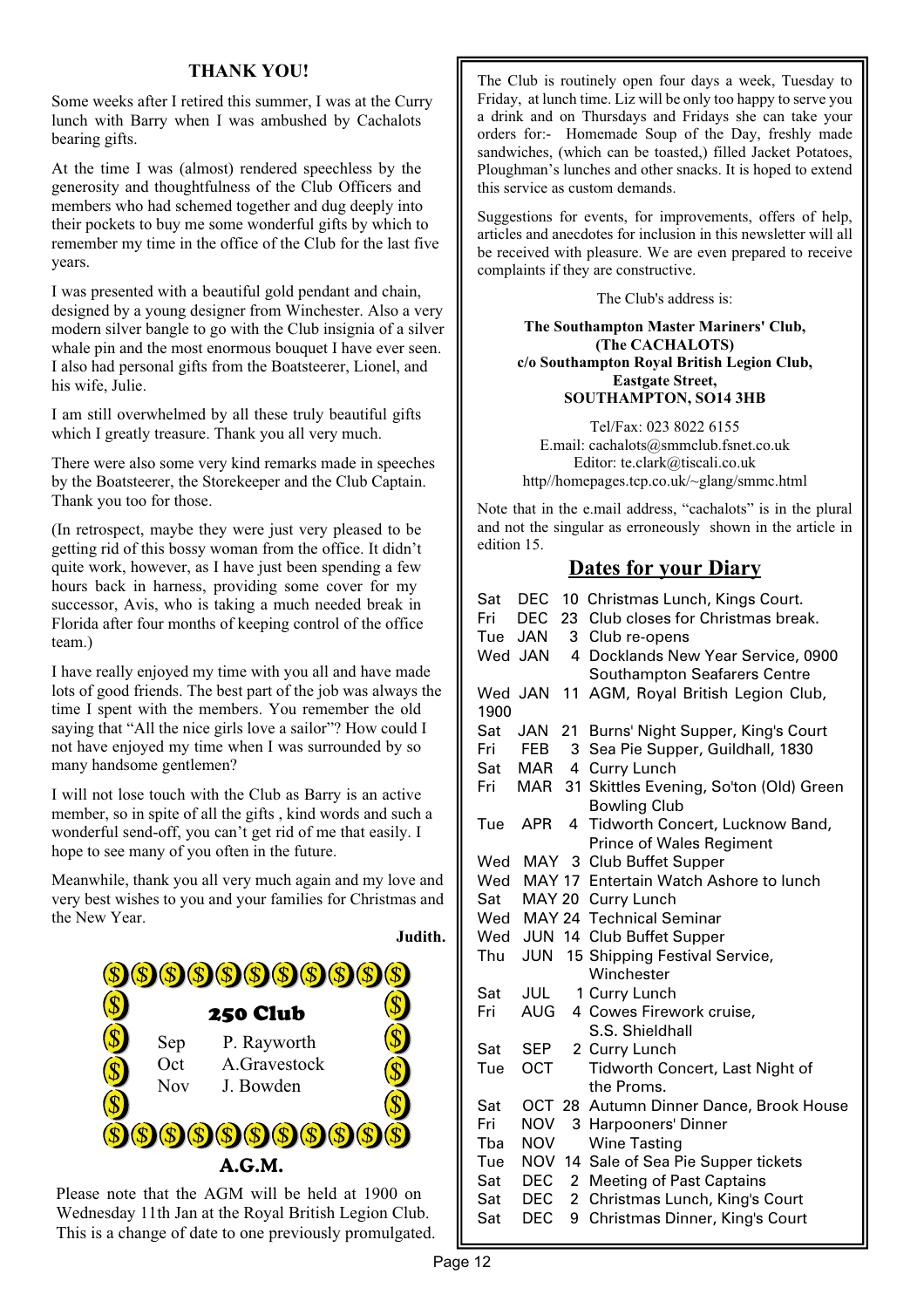## THANK YOU!

Some weeks after I retired this summer, I was at the Curry lunch with Barry when I was ambushed by Cachalots bearing gifts.

At the time I was (almost) rendered speechless by the generosity and thoughtfulness of the Club Officers and members who had schemed together and dug deeply into their pockets to buy me some wonderful gifts by which to remember my time in the office of the Club for the last five years.

I was presented with a beautiful gold pendant and chain, designed by a young designer from Winchester. Also a very modern silver bangle to go with the Club insignia of a silver whale pin and the most enormous bouquet I have ever seen. I also had personal gifts from the Boatsteerer, Lionel, and his wife, Julie.

I am still overwhelmed by all these truly beautiful gifts which I greatly treasure. Thank you all very much.

There were also some very kind remarks made in speeches by the Boatsteerer, the Storekeeper and the Club Captain. Thank you too for those.

(In retrospect, maybe they were just very pleased to be getting rid of this bossy woman from the office. It didn't quite work, however, as I have just been spending a few hours back in harness, providing some cover for my successor, Avis, who is taking a much needed break in Florida after four months of keeping control of the office team.)

I have really enjoyed my time with you all and have made lots of good friends. The best part of the job was always the time I spent with the members. You remember the old saying that "All the nice girls love a sailor"? How could I not have enjoyed my time when I was surrounded by so many handsome gentlemen?

I will not lose touch with the Club as Barry is an active member, so in spite of all the gifts , kind words and such a wonderful send-off, you can't get rid of me that easily. I hope to see many of you often in the future.

Meanwhile, thank you all very much again and my love and very best wishes to you and your families for Christmas and the New Year.

**Judith.**

### 250 Club

| | |
|---|---|
| Sep | P. Rayworth |
| Oct | A.Gravestock |
| Nov | J. Bowden |

### A.G.M.

Please note that the AGM will be held at 1900 on Wednesday 11th Jan at the Royal British Legion Club. This is a change of date to one previously promulgated.

The Club is routinely open four days a week, Tuesday to Friday, at lunch time. Liz will be only too happy to serve you a drink and on Thursdays and Fridays she can take your orders for:- Homemade Soup of the Day, freshly made sandwiches, (which can be toasted,) filled Jacket Potatoes, Ploughman's lunches and other snacks. It is hoped to extend this service as custom demands.

Suggestions for events, for improvements, offers of help, articles and anecdotes for inclusion in this newsletter will all be received with pleasure. We are even prepared to receive complaints if they are constructive.

The Club's address is:

**The Southampton Master Mariners' Club,**
**(The CACHALOTS)**
**c/o Southampton Royal British Legion Club,**
**Eastgate Street,**
**SOUTHAMPTON, SO14 3HB**

Tel/Fax: 023 8022 6155
E.mail: cachalots@smmclub.fsnet.co.uk
Editor: te.clark@tiscali.co.uk
http//homepages.tcp.co.uk/~glang/smmc.html

Note that in the e.mail address, "cachalots" is in the plural and not the singular as erroneously shown in the article in edition 15.

## Dates for your Diary

| | | | |
|---|---|---|---|
| Sat | DEC | 10 | Christmas Lunch, Kings Court. |
| Fri | DEC | 23 | Club closes for Christmas break. |
| Tue | JAN | 3 | Club re-opens |
| Wed | JAN | 4 | Docklands New Year Service, 0900 Southampton Seafarers Centre |
| Wed | JAN | 11 | AGM, Royal British Legion Club, 1900 |
| Sat | JAN | 21 | Burns' Night Supper, King's Court |
| Fri | FEB | 3 | Sea Pie Supper, Guildhall, 1830 |
| Sat | MAR | 4 | Curry Lunch |
| Fri | MAR | 31 | Skittles Evening, So'ton (Old) Green Bowling Club |
| Tue | APR | 4 | Tidworth Concert, Lucknow Band, Prince of Wales Regiment |
| Wed | MAY | 3 | Club Buffet Supper |
| Wed | MAY | 17 | Entertain Watch Ashore to lunch |
| Sat | MAY | 20 | Curry Lunch |
| Wed | MAY | 24 | Technical Seminar |
| Wed | JUN | 14 | Club Buffet Supper |
| Thu | JUN | 15 | Shipping Festival Service, Winchester |
| Sat | JUL | 1 | Curry Lunch |
| Fri | AUG | 4 | Cowes Firework cruise, S.S. Shieldhall |
| Sat | SEP | 2 | Curry Lunch |
| Tue | OCT | | Tidworth Concert, Last Night of the Proms. |
| Sat | OCT | 28 | Autumn Dinner Dance, Brook House |
| Fri | NOV | 3 | Harpooners' Dinner |
| Tba | NOV | | Wine Tasting |
| Tue | NOV | 14 | Sale of Sea Pie Supper tickets |
| Sat | DEC | 2 | Meeting of Past Captains |
| Sat | DEC | 2 | Christmas Lunch, King's Court |
| Sat | DEC | 9 | Christmas Dinner, King's Court |